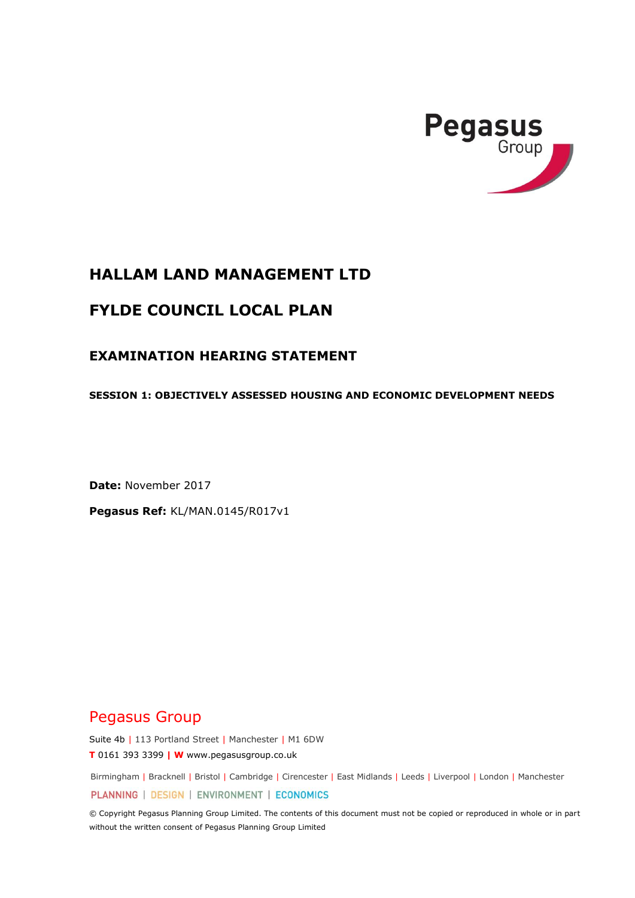Pegasus Group

# HALLAM LAND MANAGEMENT LTD

# FYLDE COUNCIL LOCAL PLAN

## EXAMINATION HEARING STATEMENT

#### SESSION 1: OBJECTIVELY ASSESSED HOUSING AND ECONOMIC DEVELOPMENT NEEDS

**Date:** November 2017

**Pegasus Ref:** KL/MAN.0145/R017v1

Pegasus Group

Suite 4b | 113 Portland Street | Manchester | M1 6DW

**T** 0161 393 3399 | **W** www.pegasusgroup.co.uk

Birmingham | Bracknell | Bristol | Cambridge | Cirencester | East Midlands | Leeds | Liverpool | London | Manchester

PLANNING | DESIGN | ENVIRONMENT | ECONOMICS

© Copyright Pegasus Planning Group Limited. The contents of this document must not be copied or reproduced in whole or in part without the written consent of Pegasus Planning Group Limited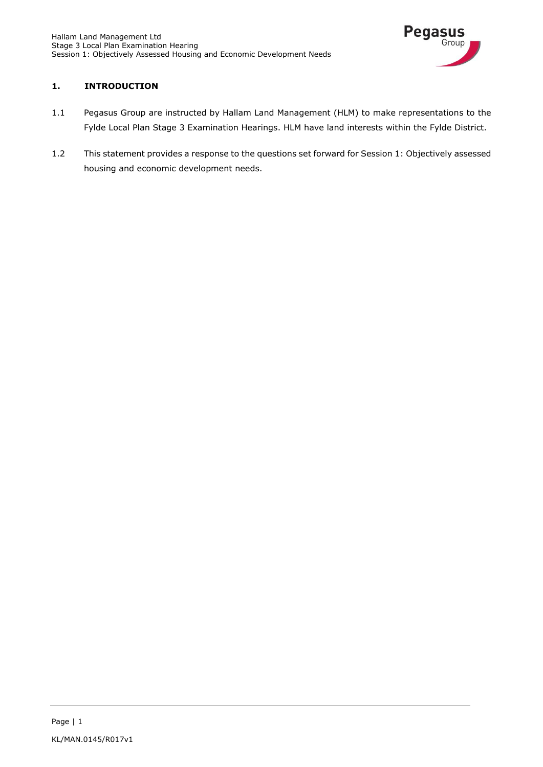## 1. INTRODUCTION

1.1 Pegasus Group are instructed by Hallam Land Management (HLM) to make representations to the Fylde Local Plan Stage 3 Examination Hearings. HLM have land interests within the Fylde District.

1.2 This statement provides a response to the questions set forward for Session 1: Objectively assessed housing and economic development needs.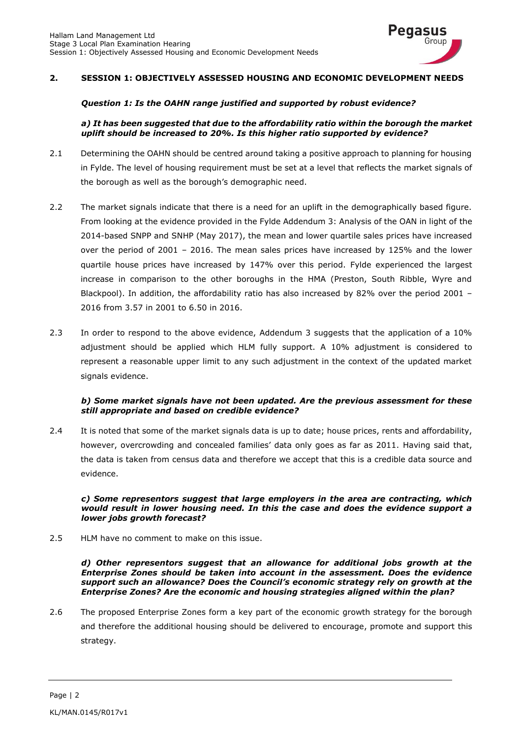## 2. SESSION 1: OBJECTIVELY ASSESSED HOUSING AND ECONOMIC DEVELOPMENT NEEDS

***Question 1: Is the OAHN range justified and supported by robust evidence?***

***a) It has been suggested that due to the affordability ratio within the borough the market uplift should be increased to 20%. Is this higher ratio supported by evidence?***

2.1 Determining the OAHN should be centred around taking a positive approach to planning for housing in Fylde. The level of housing requirement must be set at a level that reflects the market signals of the borough as well as the borough's demographic need.

2.2 The market signals indicate that there is a need for an uplift in the demographically based figure. From looking at the evidence provided in the Fylde Addendum 3: Analysis of the OAN in light of the 2014-based SNPP and SNHP (May 2017), the mean and lower quartile sales prices have increased over the period of 2001 – 2016. The mean sales prices have increased by 125% and the lower quartile house prices have increased by 147% over this period. Fylde experienced the largest increase in comparison to the other boroughs in the HMA (Preston, South Ribble, Wyre and Blackpool). In addition, the affordability ratio has also increased by 82% over the period 2001 – 2016 from 3.57 in 2001 to 6.50 in 2016.

2.3 In order to respond to the above evidence, Addendum 3 suggests that the application of a 10% adjustment should be applied which HLM fully support. A 10% adjustment is considered to represent a reasonable upper limit to any such adjustment in the context of the updated market signals evidence.

***b) Some market signals have not been updated. Are the previous assessment for these still appropriate and based on credible evidence?***

2.4 It is noted that some of the market signals data is up to date; house prices, rents and affordability, however, overcrowding and concealed families' data only goes as far as 2011. Having said that, the data is taken from census data and therefore we accept that this is a credible data source and evidence.

***c) Some representors suggest that large employers in the area are contracting, which would result in lower housing need. In this the case and does the evidence support a lower jobs growth forecast?***

2.5 HLM have no comment to make on this issue.

***d) Other representors suggest that an allowance for additional jobs growth at the Enterprise Zones should be taken into account in the assessment. Does the evidence support such an allowance? Does the Council's economic strategy rely on growth at the Enterprise Zones? Are the economic and housing strategies aligned within the plan?***

2.6 The proposed Enterprise Zones form a key part of the economic growth strategy for the borough and therefore the additional housing should be delivered to encourage, promote and support this strategy.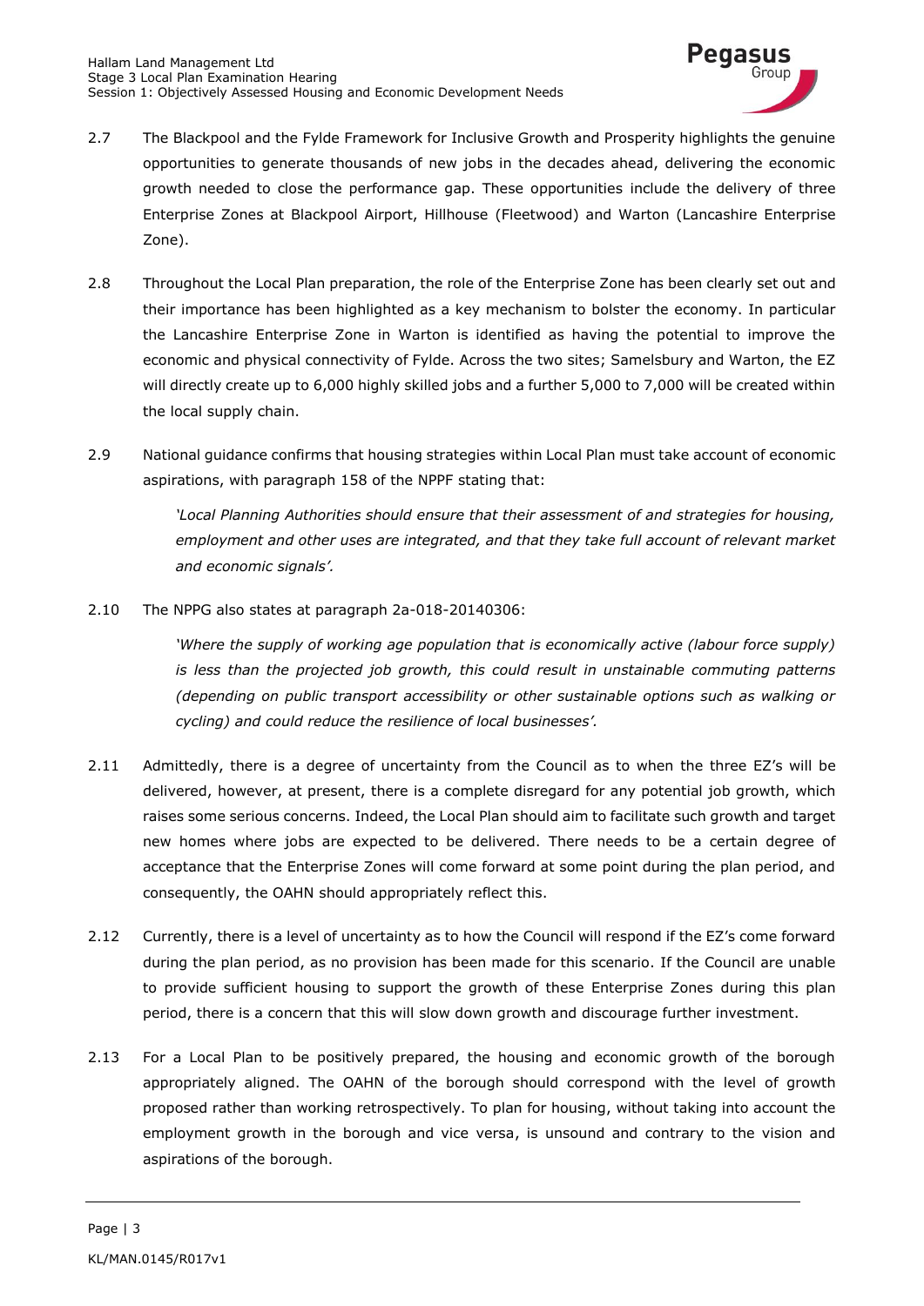2.7 The Blackpool and the Fylde Framework for Inclusive Growth and Prosperity highlights the genuine opportunities to generate thousands of new jobs in the decades ahead, delivering the economic growth needed to close the performance gap. These opportunities include the delivery of three Enterprise Zones at Blackpool Airport, Hillhouse (Fleetwood) and Warton (Lancashire Enterprise Zone).

2.8 Throughout the Local Plan preparation, the role of the Enterprise Zone has been clearly set out and their importance has been highlighted as a key mechanism to bolster the economy. In particular the Lancashire Enterprise Zone in Warton is identified as having the potential to improve the economic and physical connectivity of Fylde. Across the two sites; Samelsbury and Warton, the EZ will directly create up to 6,000 highly skilled jobs and a further 5,000 to 7,000 will be created within the local supply chain.

2.9 National guidance confirms that housing strategies within Local Plan must take account of economic aspirations, with paragraph 158 of the NPPF stating that:

> *'Local Planning Authorities should ensure that their assessment of and strategies for housing, employment and other uses are integrated, and that they take full account of relevant market and economic signals'.*

2.10 The NPPG also states at paragraph 2a-018-20140306:

> *'Where the supply of working age population that is economically active (labour force supply) is less than the projected job growth, this could result in unstainable commuting patterns (depending on public transport accessibility or other sustainable options such as walking or cycling) and could reduce the resilience of local businesses'.*

2.11 Admittedly, there is a degree of uncertainty from the Council as to when the three EZ's will be delivered, however, at present, there is a complete disregard for any potential job growth, which raises some serious concerns. Indeed, the Local Plan should aim to facilitate such growth and target new homes where jobs are expected to be delivered. There needs to be a certain degree of acceptance that the Enterprise Zones will come forward at some point during the plan period, and consequently, the OAHN should appropriately reflect this.

2.12 Currently, there is a level of uncertainty as to how the Council will respond if the EZ's come forward during the plan period, as no provision has been made for this scenario. If the Council are unable to provide sufficient housing to support the growth of these Enterprise Zones during this plan period, there is a concern that this will slow down growth and discourage further investment.

2.13 For a Local Plan to be positively prepared, the housing and economic growth of the borough appropriately aligned. The OAHN of the borough should correspond with the level of growth proposed rather than working retrospectively. To plan for housing, without taking into account the employment growth in the borough and vice versa, is unsound and contrary to the vision and aspirations of the borough.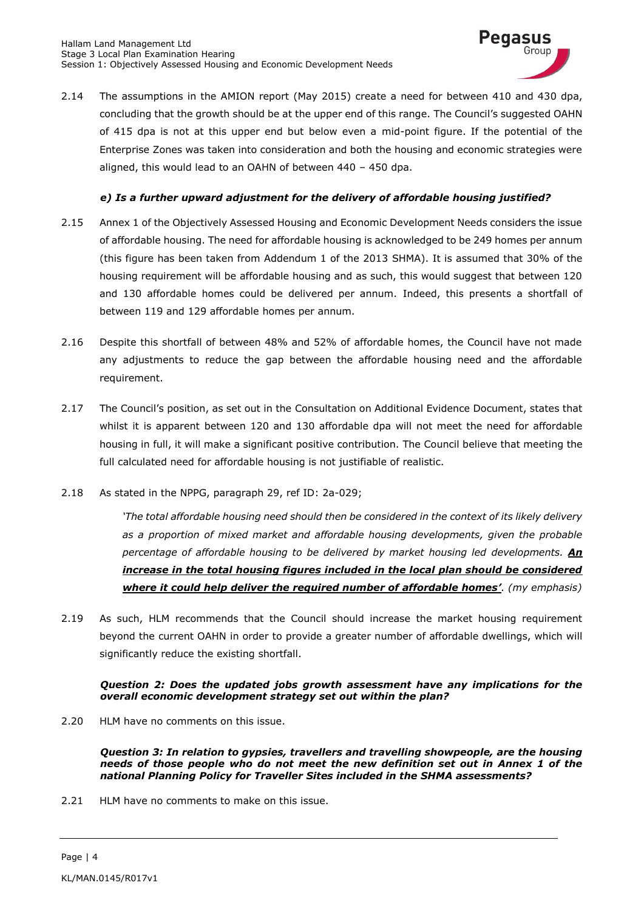2.14 The assumptions in the AMION report (May 2015) create a need for between 410 and 430 dpa, concluding that the growth should be at the upper end of this range. The Council's suggested OAHN of 415 dpa is not at this upper end but below even a mid-point figure. If the potential of the Enterprise Zones was taken into consideration and both the housing and economic strategies were aligned, this would lead to an OAHN of between 440 – 450 dpa.

### *e) Is a further upward adjustment for the delivery of affordable housing justified?*

2.15 Annex 1 of the Objectively Assessed Housing and Economic Development Needs considers the issue of affordable housing. The need for affordable housing is acknowledged to be 249 homes per annum (this figure has been taken from Addendum 1 of the 2013 SHMA). It is assumed that 30% of the housing requirement will be affordable housing and as such, this would suggest that between 120 and 130 affordable homes could be delivered per annum. Indeed, this presents a shortfall of between 119 and 129 affordable homes per annum.

2.16 Despite this shortfall of between 48% and 52% of affordable homes, the Council have not made any adjustments to reduce the gap between the affordable housing need and the affordable requirement.

2.17 The Council's position, as set out in the Consultation on Additional Evidence Document, states that whilst it is apparent between 120 and 130 affordable dpa will not meet the need for affordable housing in full, it will make a significant positive contribution. The Council believe that meeting the full calculated need for affordable housing is not justifiable of realistic.

2.18 As stated in the NPPG, paragraph 29, ref ID: 2a-029;

> *'The total affordable housing need should then be considered in the context of its likely delivery as a proportion of mixed market and affordable housing developments, given the probable percentage of affordable housing to be delivered by market housing led developments.* ***An increase in the total housing figures included in the local plan should be considered where it could help deliver the required number of affordable homes'****. (my emphasis)*

2.19 As such, HLM recommends that the Council should increase the market housing requirement beyond the current OAHN in order to provide a greater number of affordable dwellings, which will significantly reduce the existing shortfall.

### ***Question 2: Does the updated jobs growth assessment have any implications for the overall economic development strategy set out within the plan?***

2.20 HLM have no comments on this issue.

### ***Question 3: In relation to gypsies, travellers and travelling showpeople, are the housing needs of those people who do not meet the new definition set out in Annex 1 of the national Planning Policy for Traveller Sites included in the SHMA assessments?***

2.21 HLM have no comments to make on this issue.